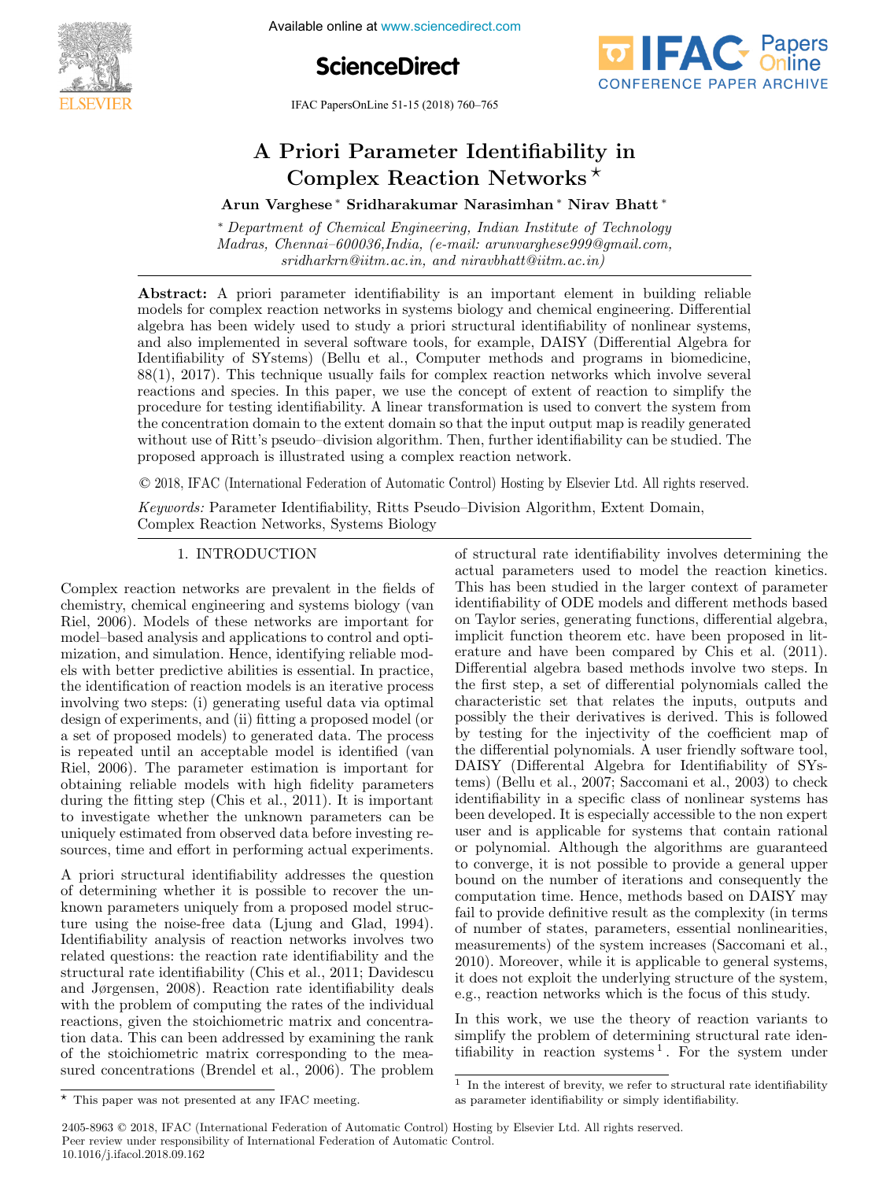# A Priori Parameter Identifiability in Complex Reaction Networks ⋆

**Arun Varghese * Sridharakumar Narasimhan * Nirav Bhatt ***

* *Department of Chemical Engineering, Indian Institute of Technology Madras, Chennai–600036,India, (e-mail: arunvarghese999@gmail.com, sridharkrn@iitm.ac.in, and niravbhatt@iitm.ac.in)*

**Abstract:** A priori parameter identifiability is an important element in building reliable models for complex reaction networks in systems biology and chemical engineering. Differential algebra has been widely used to study a priori structural identifiability of nonlinear systems, and also implemented in several software tools, for example, DAISY (Differential Algebra for Identifiability of SYstems) (Bellu et al., Computer methods and programs in biomedicine, 88(1), 2017). This technique usually fails for complex reaction networks which involve several reactions and species. In this paper, we use the concept of extent of reaction to simplify the procedure for testing identifiability. A linear transformation is used to convert the system from the concentration domain to the extent domain so that the input output map is readily generated without use of Ritt's pseudo–division algorithm. Then, further identifiability can be studied. The proposed approach is illustrated using a complex reaction network.

© 2018, IFAC (International Federation of Automatic Control) Hosting by Elsevier Ltd. All rights reserved.

*Keywords:* Parameter Identifiability, Ritts Pseudo–Division Algorithm, Extent Domain, Complex Reaction Networks, Systems Biology

## 1. INTRODUCTION

Complex reaction networks are prevalent in the fields of chemistry, chemical engineering and systems biology (van Riel, 2006). Models of these networks are important for model–based analysis and applications to control and optimization, and simulation. Hence, identifying reliable models with better predictive abilities is essential. In practice, the identification of reaction models is an iterative process involving two steps: (i) generating useful data via optimal design of experiments, and (ii) fitting a proposed model (or a set of proposed models) to generated data. The process is repeated until an acceptable model is identified (van Riel, 2006). The parameter estimation is important for obtaining reliable models with high fidelity parameters during the fitting step (Chis et al., 2011). It is important to investigate whether the unknown parameters can be uniquely estimated from observed data before investing resources, time and effort in performing actual experiments.

A priori structural identifiability addresses the question of determining whether it is possible to recover the unknown parameters uniquely from a proposed model structure using the noise-free data (Ljung and Glad, 1994). Identifiability analysis of reaction networks involves two related questions: the reaction rate identifiability and the structural rate identifiability (Chis et al., 2011; Davidescu and Jørgensen, 2008). Reaction rate identifiability deals with the problem of computing the rates of the individual reactions, given the stoichiometric matrix and concentration data. This can been addressed by examining the rank of the stoichiometric matrix corresponding to the measured concentrations (Brendel et al., 2006). The problem of structural rate identifiability involves determining the actual parameters used to model the reaction kinetics. This has been studied in the larger context of parameter identifiability of ODE models and different methods based on Taylor series, generating functions, differential algebra, implicit function theorem etc. have been proposed in literature and have been compared by Chis et al. (2011). Differential algebra based methods involve two steps. In the first step, a set of differential polynomials called the characteristic set that relates the inputs, outputs and possibly the their derivatives is derived. This is followed by testing for the injectivity of the coefficient map of the differential polynomials. A user friendly software tool, DAISY (Differental Algebra for Identifiability of SYstems) (Bellu et al., 2007; Saccomani et al., 2003) to check identifiability in a specific class of nonlinear systems has been developed. It is especially accessible to the non expert user and is applicable for systems that contain rational or polynomial. Although the algorithms are guaranteed to converge, it is not possible to provide a general upper bound on the number of iterations and consequently the computation time. Hence, methods based on DAISY may fail to provide definitive result as the complexity (in terms of number of states, parameters, essential nonlinearities, measurements) of the system increases (Saccomani et al., 2010). Moreover, while it is applicable to general systems, it does not exploit the underlying structure of the system, e.g., reaction networks which is the focus of this study.

In this work, we use the theory of reaction variants to simplify the problem of determining structural rate identifiability in reaction systems [1]. For the system under

⋆ This paper was not presented at any IFAC meeting.

[1] In the interest of brevity, we refer to structural rate identifiability as parameter identifiability or simply identifiability.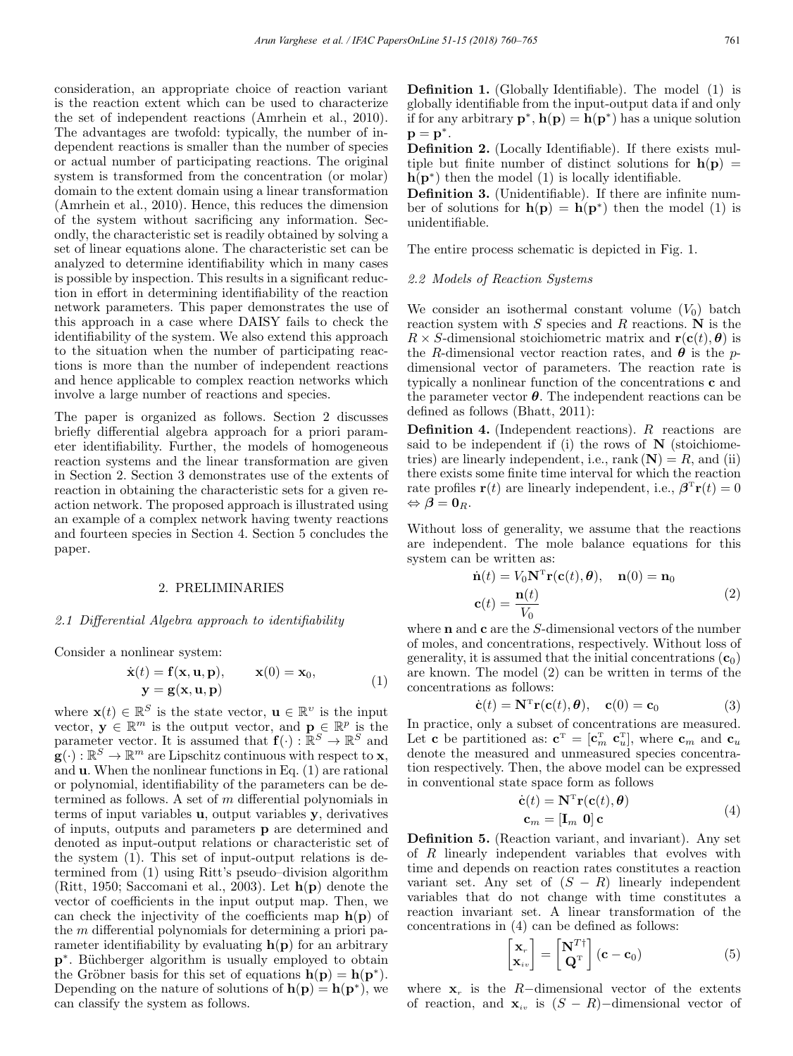consideration, an appropriate choice of reaction variant is the reaction extent which can be used to characterize the set of independent reactions (Amrhein et al., 2010). The advantages are twofold: typically, the number of independent reactions is smaller than the number of species or actual number of participating reactions. The original system is transformed from the concentration (or molar) domain to the extent domain using a linear transformation (Amrhein et al., 2010). Hence, this reduces the dimension of the system without sacrificing any information. Secondly, the characteristic set is readily obtained by solving a set of linear equations alone. The characteristic set can be analyzed to determine identifiability which in many cases is possible by inspection. This results in a significant reduction in effort in determining identifiability of the reaction network parameters. This paper demonstrates the use of this approach in a case where DAISY fails to check the identifiability of the system. We also extend this approach to the situation when the number of participating reactions is more than the number of independent reactions and hence applicable to complex reaction networks which involve a large number of reactions and species.

The paper is organized as follows. Section 2 discusses briefly differential algebra approach for a priori parameter identifiability. Further, the models of homogeneous reaction systems and the linear transformation are given in Section 2. Section 3 demonstrates use of the extents of reaction in obtaining the characteristic sets for a given reaction network. The proposed approach is illustrated using an example of a complex network having twenty reactions and fourteen species in Section 4. Section 5 concludes the paper.

## 2. PRELIMINARIES

### *2.1 Differential Algebra approach to identifiability*

Consider a nonlinear system:

$$
\begin{aligned}
\dot{\mathbf{x}}(t) &= \mathbf{f}(\mathbf{x}, \mathbf{u}, \mathbf{p}), \qquad \mathbf{x}(0) = \mathbf{x}_0, \\
\mathbf{y} &= \mathbf{g}(\mathbf{x}, \mathbf{u}, \mathbf{p})
\end{aligned} \tag{1}
$$

where $\mathbf{x}(t) \in \mathbb{R}^S$ is the state vector, $\mathbf{u} \in \mathbb{R}^v$ is the input vector, $\mathbf{y} \in \mathbb{R}^m$ is the output vector, and $\mathbf{p} \in \mathbb{R}^p$ is the parameter vector. It is assumed that $\mathbf{f}(\cdot) : \mathbb{R}^S \to \mathbb{R}^S$ and $\mathbf{g}(\cdot) : \mathbb{R}^S \to \mathbb{R}^m$ are Lipschitz continuous with respect to $\mathbf{x}$, and $\mathbf{u}$. When the nonlinear functions in Eq. (1) are rational or polynomial, identifiability of the parameters can be determined as follows. A set of $m$ differential polynomials in terms of input variables $\mathbf{u}$, output variables $\mathbf{y}$, derivatives of inputs, outputs and parameters $\mathbf{p}$ are determined and denoted as input-output relations or characteristic set of the system (1). This set of input-output relations is determined from (1) using Ritt's pseudo–division algorithm (Ritt, 1950; Saccomani et al., 2003). Let $\mathbf{h}(\mathbf{p})$ denote the vector of coefficients in the input output map. Then, we can check the injectivity of the coefficients map $\mathbf{h}(\mathbf{p})$ of the $m$ differential polynomials for determining a priori parameter identifiability by evaluating $\mathbf{h}(\mathbf{p})$ for an arbitrary $\mathbf{p}^*$. Büchberger algorithm is usually employed to obtain the Gröbner basis for this set of equations $\mathbf{h}(\mathbf{p}) = \mathbf{h}(\mathbf{p}^*)$. Depending on the nature of solutions of $\mathbf{h}(\mathbf{p}) = \mathbf{h}(\mathbf{p}^*)$, we can classify the system as follows.

**Definition 1.** (Globally Identifiable). The model (1) is globally identifiable from the input-output data if and only if for any arbitrary $\mathbf{p}^*$, $\mathbf{h}(\mathbf{p}) = \mathbf{h}(\mathbf{p}^*)$ has a unique solution $\mathbf{p} = \mathbf{p}^*$.

**Definition 2.** (Locally Identifiable). If there exists multiple but finite number of distinct solutions for $\mathbf{h}(\mathbf{p}) = \mathbf{h}(\mathbf{p}^*)$ then the model (1) is locally identifiable.

**Definition 3.** (Unidentifiable). If there are infinite number of solutions for $\mathbf{h}(\mathbf{p}) = \mathbf{h}(\mathbf{p}^*)$ then the model (1) is unidentifiable.

The entire process schematic is depicted in Fig. 1.

### *2.2 Models of Reaction Systems*

We consider an isothermal constant volume ($V_0$) batch reaction system with $S$ species and $R$ reactions. $\mathbf{N}$ is the $R \times S$-dimensional stoichiometric matrix and $\mathbf{r}(\mathbf{c}(t), \boldsymbol{\theta})$ is the $R$-dimensional vector reaction rates, and $\boldsymbol{\theta}$ is the $p$-dimensional vector of parameters. The reaction rate is typically a nonlinear function of the concentrations $\mathbf{c}$ and the parameter vector $\boldsymbol{\theta}$. The independent reactions can be defined as follows (Bhatt, 2011):

**Definition 4.** (Independent reactions). $R$ reactions are said to be independent if (i) the rows of $\mathbf{N}$ (stoichiometries) are linearly independent, i.e., rank $(\mathbf{N}) = R$, and (ii) there exists some finite time interval for which the reaction rate profiles $\mathbf{r}(t)$ are linearly independent, i.e., $\boldsymbol{\beta}^{\mathrm{T}}\mathbf{r}(t) = 0 \Leftrightarrow \boldsymbol{\beta} = \mathbf{0}_R$.

Without loss of generality, we assume that the reactions are independent. The mole balance equations for this system can be written as:

$$
\begin{aligned}
\dot{\mathbf{n}}(t) &= V_0 \mathbf{N}^{\mathrm{T}} \mathbf{r}(\mathbf{c}(t), \boldsymbol{\theta}), \quad \mathbf{n}(0) = \mathbf{n}_0 \\
\mathbf{c}(t) &= \frac{\mathbf{n}(t)}{V_0}
\end{aligned} \tag{2}
$$

where $\mathbf{n}$ and $\mathbf{c}$ are the $S$-dimensional vectors of the number of moles, and concentrations, respectively. Without loss of generality, it is assumed that the initial concentrations ($\mathbf{c}_0$) are known. The model (2) can be written in terms of the concentrations as follows:

$$
\dot{\mathbf{c}}(t) = \mathbf{N}^{\mathrm{T}} \mathbf{r}(\mathbf{c}(t), \boldsymbol{\theta}), \quad \mathbf{c}(0) = \mathbf{c}_0 \tag{3}
$$

In practice, only a subset of concentrations are measured. Let $\mathbf{c}$ be partitioned as: $\mathbf{c}^{\mathrm{T}} = [\mathbf{c}_m^{\mathrm{T}} \ \mathbf{c}_u^{\mathrm{T}}]$, where $\mathbf{c}_m$ and $\mathbf{c}_u$ denote the measured and unmeasured species concentration respectively. Then, the above model can be expressed in conventional state space form as follows

$$
\begin{aligned}
\dot{\mathbf{c}}(t) &= \mathbf{N}^{\mathrm{T}} \mathbf{r}(\mathbf{c}(t), \boldsymbol{\theta}) \\
\mathbf{c}_m &= [\mathbf{I}_m \ \mathbf{0}] \, \mathbf{c}
\end{aligned} \tag{4}
$$

**Definition 5.** (Reaction variant, and invariant). Any set of $R$ linearly independent variables that evolves with time and depends on reaction rates constitutes a reaction variant set. Any set of $(S - R)$ linearly independent variables that do not change with time constitutes a reaction invariant set. A linear transformation of the concentrations in (4) can be defined as follows:

$$
\begin{bmatrix} \mathbf{x}_r \\ \mathbf{x}_{iv} \end{bmatrix} = \begin{bmatrix} \mathbf{N}^{T\dagger} \\ \mathbf{Q}^{\mathrm{T}} \end{bmatrix} (\mathbf{c} - \mathbf{c}_0) \tag{5}
$$

where $\mathbf{x}_r$ is the $R-$dimensional vector of the extents of reaction, and $\mathbf{x}_{iv}$ is $(S - R)-$dimensional vector of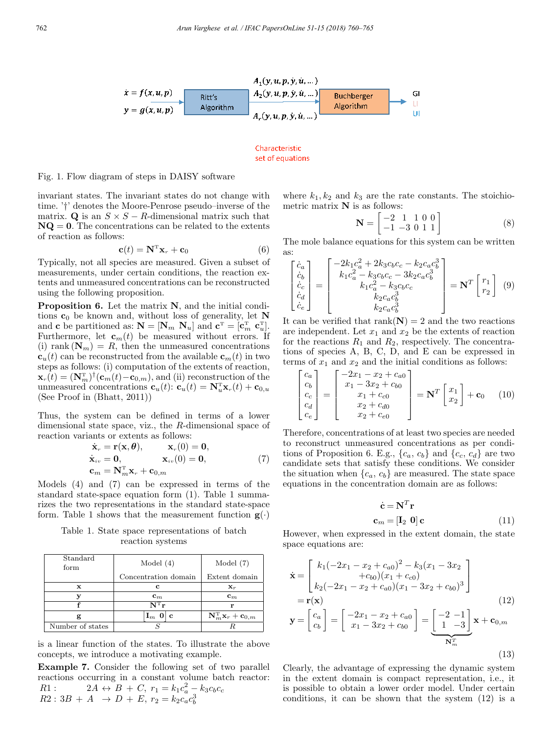$\dot{x} = f(x, u, p)$ $y = g(x, u, p)$ → Ritt's Algorithm → $A_1(y, u, p, \dot{y}, \dot{u}, \ldots)$, $A_2(y, u, p, \dot{y}, \dot{u}, \ldots)$, $A_r(y, u, p, \dot{y}, \dot{u}, \ldots)$ → Buchberger Algorithm → GI, LI, UI

Characteristic set of equations

Fig. 1. Flow diagram of steps in DAISY software

invariant states. The invariant states do not change with time. '†' denotes the Moore-Penrose pseudo–inverse of the matrix. $\mathbf{Q}$ is an $S \times S - R$-dimensional matrix such that $\mathbf{NQ} = \mathbf{0}$. The concentrations can be related to the extents of reaction as follows:

$$\mathbf{c}(t) = \mathbf{N}^{\mathrm{T}}\mathbf{x}_r + \mathbf{c}_0 \tag{6}$$

Typically, not all species are measured. Given a subset of measurements, under certain conditions, the reaction extents and unmeasured concentrations can be reconstructed using the following proposition.

**Proposition 6.** Let the matrix $\mathbf{N}$, and the initial conditions $\mathbf{c}_0$ be known and, without loss of generality, let $\mathbf{N}$ and $\mathbf{c}$ be partitioned as: $\mathbf{N} = [\mathbf{N}_m \ \mathbf{N}_u]$ and $\mathbf{c}^{\mathrm{T}} = [\mathbf{c}_m^{\mathrm{T}} \ \mathbf{c}_u^{\mathrm{T}}]$. Furthermore, let $\mathbf{c}_m(t)$ be measured without errors. If (i) rank $(\mathbf{N}_m) = R$, then the unmeasured concentrations $\mathbf{c}_u(t)$ can be reconstructed from the available $\mathbf{c}_m(t)$ in two steps as follows: (i) computation of the extents of reaction, $\mathbf{x}_r(t) = (\mathbf{N}_m^{\mathrm{T}})^{\dagger}(\mathbf{c}_m(t) - \mathbf{c}_{0,m})$, and (ii) reconstruction of the unmeasured concentrations $\mathbf{c}_u(t)$: $\mathbf{c}_u(t) = \mathbf{N}_u^{\mathrm{T}}\mathbf{x}_r(t) + \mathbf{c}_{0,u}$ (See Proof in (Bhatt, 2011))

Thus, the system can be defined in terms of a lower dimensional state space, viz., the $R$-dimensional space of reaction variants or extents as follows:

$$\begin{aligned}
\dot{\mathbf{x}}_r &= \mathbf{r}(\mathbf{x}, \boldsymbol{\theta}), & \mathbf{x}_r(0) &= \mathbf{0}, \\
\dot{\mathbf{x}}_{iv} &= \mathbf{0}, & \mathbf{x}_{iv}(0) &= \mathbf{0}, \\
\mathbf{c}_m &= \mathbf{N}_m^{\mathrm{T}}\mathbf{x}_r + \mathbf{c}_{0,m} & &
\end{aligned} \tag{7}$$

Models (4) and (7) can be expressed in terms of the standard state-space equation form (1). Table 1 summarizes the two representations in the standard state-space form. Table 1 shows that the measurement function $\mathbf{g}(\cdot)$ is a linear function of the states. To illustrate the above concepts, we introduce a motivating example.

Table 1. State space representations of batch reaction systems

| Standard form | Model (4) Concentration domain | Model (7) Extent domain |
|---|---|---|
| $\mathbf{x}$ | $\mathbf{c}$ | $\mathbf{x}_r$ |
| $\mathbf{y}$ | $\mathbf{c}_m$ | $\mathbf{c}_m$ |
| $\mathbf{f}$ | $\mathbf{N}^{\mathrm{T}}\mathbf{r}$ | $\mathbf{r}$ |
| $\mathbf{g}$ | $[\mathbf{I}_m \ \mathbf{0}] \ \mathbf{c}$ | $\mathbf{N}_m^{\mathrm{T}}\mathbf{x}_r + \mathbf{c}_{0,m}$ |
| Number of states | $S$ | $R$ |

**Example 7.** Consider the following set of two parallel reactions occurring in a constant volume batch reactor:
$R1: \quad 2A \leftrightarrow B + C, \ r_1 = k_1 c_a^2 - k_3 c_b c_c$
$R2: 3B + A \ \rightarrow D + E, \ r_2 = k_2 c_a c_b^3$

where $k_1, k_2$ and $k_3$ are the rate constants. The stoichiometric matrix $\mathbf{N}$ is as follows:

$$\mathbf{N} = \begin{bmatrix} -2 & 1 & 1 & 0 & 0 \\ -1 & -3 & 0 & 1 & 1 \end{bmatrix} \tag{8}$$

The mole balance equations for this system can be written as:

$$\begin{bmatrix} \dot{c}_a \\ \dot{c}_b \\ \dot{c}_c \\ \dot{c}_d \\ \dot{c}_e \end{bmatrix} = \begin{bmatrix} -2k_1c_a^2 + 2k_3c_bc_c - k_2c_ac_b^3 \\ k_1c_a^2 - k_3c_bc_c - 3k_2c_ac_b^3 \\ k_1c_a^2 - k_3c_bc_c \\ k_2c_ac_b^3 \\ k_2c_ac_b^3 \end{bmatrix} = \mathbf{N}^T \begin{bmatrix} r_1 \\ r_2 \end{bmatrix} \tag{9}$$

It can be verified that rank$(\mathbf{N}) = 2$ and the two reactions are independent. Let $x_1$ and $x_2$ be the extents of reaction for the reactions $R_1$ and $R_2$, respectively. The concentrations of species A, B, C, D, and E can be expressed in terms of $x_1$ and $x_2$ and the initial conditions as follows:

$$\begin{bmatrix} c_a \\ c_b \\ c_c \\ c_d \\ c_e \end{bmatrix} = \begin{bmatrix} -2x_1 - x_2 + c_{a0} \\ x_1 - 3x_2 + c_{b0} \\ x_1 + c_{c0} \\ x_2 + c_{d0} \\ x_2 + c_{e0} \end{bmatrix} = \mathbf{N}^T \begin{bmatrix} x_1 \\ x_2 \end{bmatrix} + \mathbf{c}_0 \tag{10}$$

Therefore, concentrations of at least two species are needed to reconstruct unmeasured concentrations as per conditions of Proposition 6. E.g., $\{c_a, c_b\}$ and $\{c_c, c_d\}$ are two candidate sets that satisfy these conditions. We consider the situation when $\{c_a, c_b\}$ are measured. The state space equations in the concentration domain are as follows:

$$\begin{aligned}
\dot{\mathbf{c}} &= \mathbf{N}^T\mathbf{r} \\
\mathbf{c}_m &= [\mathbf{I}_2 \ \mathbf{0}] \, \mathbf{c}
\end{aligned} \tag{11}$$

However, when expressed in the extent domain, the state space equations are:

$$\begin{aligned}
\dot{\mathbf{x}} &= \begin{bmatrix} k_1(-2x_1 - x_2 + c_{a0})^2 - k_3(x_1 - 3x_2 \\ + c_{b0})(x_1 + c_{c0}) \\ k_2(-2x_1 - x_2 + c_{a0})(x_1 - 3x_2 + c_{b0})^3 \end{bmatrix} \\
&= \mathbf{r}(\mathbf{x})
\end{aligned} \tag{12}$$

$$\mathbf{y} = \begin{bmatrix} c_a \\ c_b \end{bmatrix} = \begin{bmatrix} -2x_1 - x_2 + c_{a0} \\ x_1 - 3x_2 + c_{b0} \end{bmatrix} = \underbrace{\begin{bmatrix} -2 & -1 \\ 1 & -3 \end{bmatrix}}_{\mathbf{N}_m^T} \mathbf{x} + \mathbf{c}_{0,m} \tag{13}$$

Clearly, the advantage of expressing the dynamic system in the extent domain is compact representation, i.e., it is possible to obtain a lower order model. Under certain conditions, it can be shown that the system (12) is a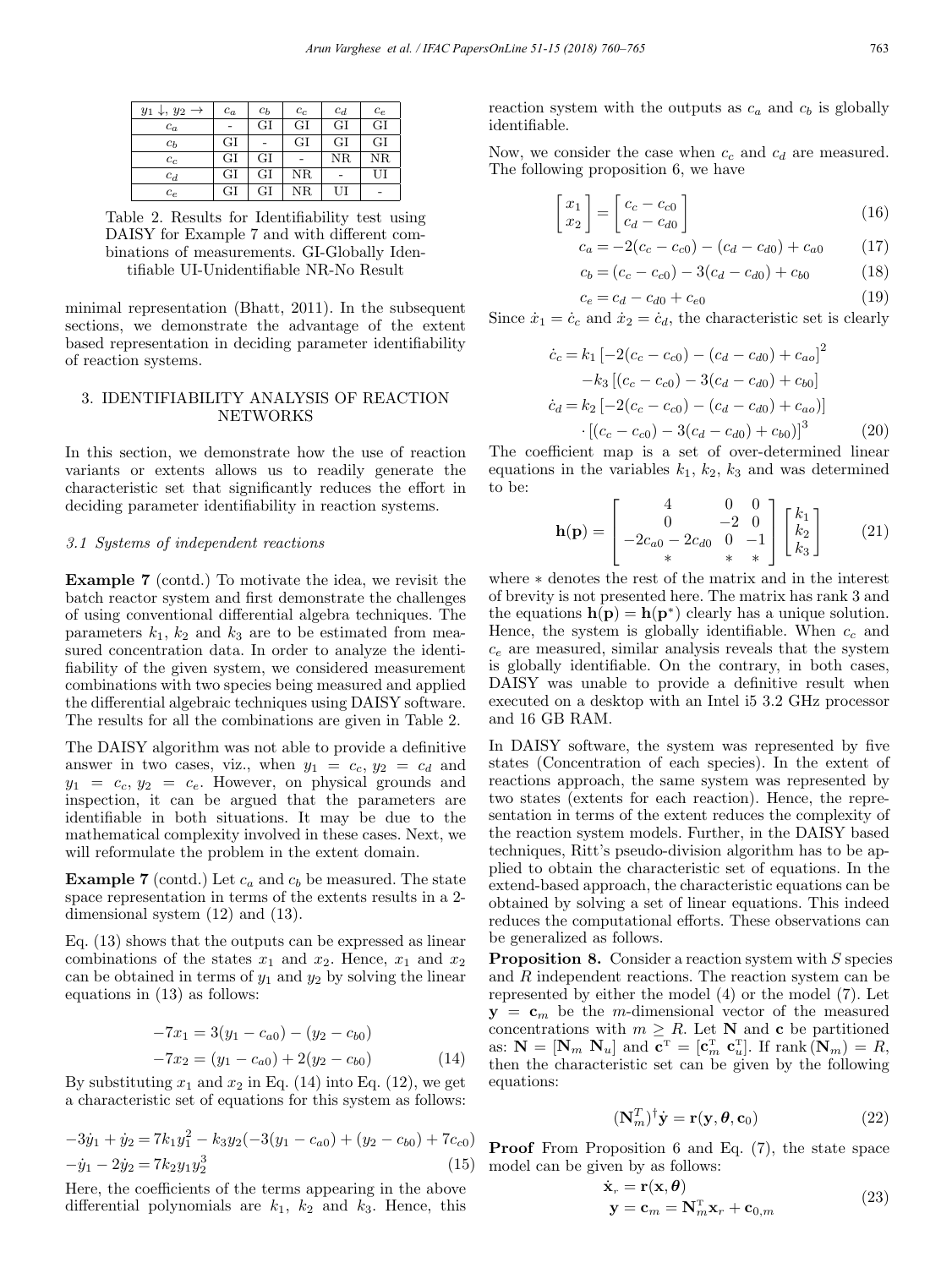| $y_1 \downarrow, y_2 \rightarrow$ | $c_a$ | $c_b$ | $c_c$ | $c_d$ | $c_e$ |
|---|---|---|---|---|---|
| $c_a$ | - | GI | GI | GI | GI |
| $c_b$ | GI | - | GI | GI | GI |
| $c_c$ | GI | GI | - | NR | NR |
| $c_d$ | GI | GI | NR | - | UI |
| $c_e$ | GI | GI | NR | UI | - |

Table 2. Results for Identifiability test using DAISY for Example 7 and with different combinations of measurements. GI-Globally Identifiable UI-Unidentifiable NR-No Result

minimal representation (Bhatt, 2011). In the subsequent sections, we demonstrate the advantage of the extent based representation in deciding parameter identifiability of reaction systems.

## 3. IDENTIFIABILITY ANALYSIS OF REACTION NETWORKS

In this section, we demonstrate how the use of reaction variants or extents allows us to readily generate the characteristic set that significantly reduces the effort in deciding parameter identifiability in reaction systems.

### *3.1 Systems of independent reactions*

**Example 7** (contd.) To motivate the idea, we revisit the batch reactor system and first demonstrate the challenges of using conventional differential algebra techniques. The parameters $k_1$, $k_2$ and $k_3$ are to be estimated from measured concentration data. In order to analyze the identifiability of the given system, we considered measurement combinations with two species being measured and applied the differential algebraic techniques using DAISY software. The results for all the combinations are given in Table 2.

The DAISY algorithm was not able to provide a definitive answer in two cases, viz., when $y_1 = c_c$, $y_2 = c_d$ and $y_1 = c_c$, $y_2 = c_e$. However, on physical grounds and inspection, it can be argued that the parameters are identifiable in both situations. It may be due to the mathematical complexity involved in these cases. Next, we will reformulate the problem in the extent domain.

**Example 7** (contd.) Let $c_a$ and $c_b$ be measured. The state space representation in terms of the extents results in a 2-dimensional system (12) and (13).

Eq. (13) shows that the outputs can be expressed as linear combinations of the states $x_1$ and $x_2$. Hence, $x_1$ and $x_2$ can be obtained in terms of $y_1$ and $y_2$ by solving the linear equations in (13) as follows:

$$\begin{aligned} -7x_1 &= 3(y_1 - c_{a0}) - (y_2 - c_{b0}) \\ -7x_2 &= (y_1 - c_{a0}) + 2(y_2 - c_{b0}) \end{aligned} \tag{14}$$

By substituting $x_1$ and $x_2$ in Eq. (14) into Eq. (12), we get a characteristic set of equations for this system as follows:

$$\begin{aligned} -3\dot{y}_1 + \dot{y}_2 &= 7k_1 y_1^2 - k_3 y_2(-3(y_1 - c_{a0}) + (y_2 - c_{b0}) + 7c_{c0}) \\ -\dot{y}_1 - 2\dot{y}_2 &= 7k_2 y_1 y_2^3 \end{aligned} \tag{15}$$

Here, the coefficients of the terms appearing in the above differential polynomials are $k_1$, $k_2$ and $k_3$. Hence, this reaction system with the outputs as $c_a$ and $c_b$ is globally identifiable.

Now, we consider the case when $c_c$ and $c_d$ are measured. The following proposition 6, we have

$$\begin{bmatrix} x_1 \\ x_2 \end{bmatrix} = \begin{bmatrix} c_c - c_{c0} \\ c_d - c_{d0} \end{bmatrix} \tag{16}$$

$$c_a = -2(c_c - c_{c0}) - (c_d - c_{d0}) + c_{a0} \tag{17}$$

$$c_b = (c_c - c_{c0}) - 3(c_d - c_{d0}) + c_{b0} \tag{18}$$

$$c_e = c_d - c_{d0} + c_{e0} \tag{19}$$

Since $\dot{x}_1 = \dot{c}_c$ and $\dot{x}_2 = \dot{c}_d$, the characteristic set is clearly

$$\begin{aligned} \dot{c}_c &= k_1 \left[-2(c_c - c_{c0}) - (c_d - c_{d0}) + c_{ao}\right]^2 \\ &\quad - k_3 \left[(c_c - c_{c0}) - 3(c_d - c_{d0}) + c_{b0}\right] \\ \dot{c}_d &= k_2 \left[-2(c_c - c_{c0}) - (c_d - c_{d0}) + c_{ao})\right] \\ &\quad \cdot \left[(c_c - c_{c0}) - 3(c_d - c_{d0}) + c_{b0})\right]^3 \end{aligned} \tag{20}$$

The coefficient map is a set of over-determined linear equations in the variables $k_1$, $k_2$, $k_3$ and was determined to be:

$$\mathbf{h}(\mathbf{p}) = \begin{bmatrix} 4 & 0 & 0 \\ 0 & -2 & 0 \\ -2c_{a0} - 2c_{d0} & 0 & -1 \\ * & * & * \end{bmatrix} \begin{bmatrix} k_1 \\ k_2 \\ k_3 \end{bmatrix} \tag{21}$$

where $*$ denotes the rest of the matrix and in the interest of brevity is not presented here. The matrix has rank 3 and the equations $\mathbf{h}(\mathbf{p}) = \mathbf{h}(\mathbf{p}^*)$ clearly has a unique solution. Hence, the system is globally identifiable. When $c_c$ and $c_e$ are measured, similar analysis reveals that the system is globally identifiable. On the contrary, in both cases, DAISY was unable to provide a definitive result when executed on a desktop with an Intel i5 3.2 GHz processor and 16 GB RAM.

In DAISY software, the system was represented by five states (Concentration of each species). In the extent of reactions approach, the same system was represented by two states (extents for each reaction). Hence, the representation in terms of the extent reduces the complexity of the reaction system models. Further, in the DAISY based techniques, Ritt's pseudo-division algorithm has to be applied to obtain the characteristic set of equations. In the extend-based approach, the characteristic equations can be obtained by solving a set of linear equations. This indeed reduces the computational efforts. These observations can be generalized as follows.

**Proposition 8.** Consider a reaction system with $S$ species and $R$ independent reactions. The reaction system can be represented by either the model (4) or the model (7). Let $\mathbf{y} = \mathbf{c}_m$ be the $m$-dimensional vector of the measured concentrations with $m \geq R$. Let $\mathbf{N}$ and $\mathbf{c}$ be partitioned as: $\mathbf{N} = [\mathbf{N}_m \ \mathbf{N}_u]$ and $\mathbf{c}^{\mathrm{T}} = [\mathbf{c}_m^{\mathrm{T}} \ \mathbf{c}_u^{\mathrm{T}}]$. If rank $(\mathbf{N}_m) = R$, then the characteristic set can be given by the following equations:

$$(\mathbf{N}_m^T)^{\dagger}\dot{\mathbf{y}} = \mathbf{r}(\mathbf{y}, \boldsymbol{\theta}, \mathbf{c}_0) \tag{22}$$

**Proof** From Proposition 6 and Eq. (7), the state space model can be given by as follows:

$$\begin{aligned} \dot{\mathbf{x}}_r &= \mathbf{r}(\mathbf{x}, \boldsymbol{\theta}) \\ \mathbf{y} = \mathbf{c}_m &= \mathbf{N}_m^{\mathrm{T}} \mathbf{x}_r + \mathbf{c}_{0,m} \end{aligned} \tag{23}$$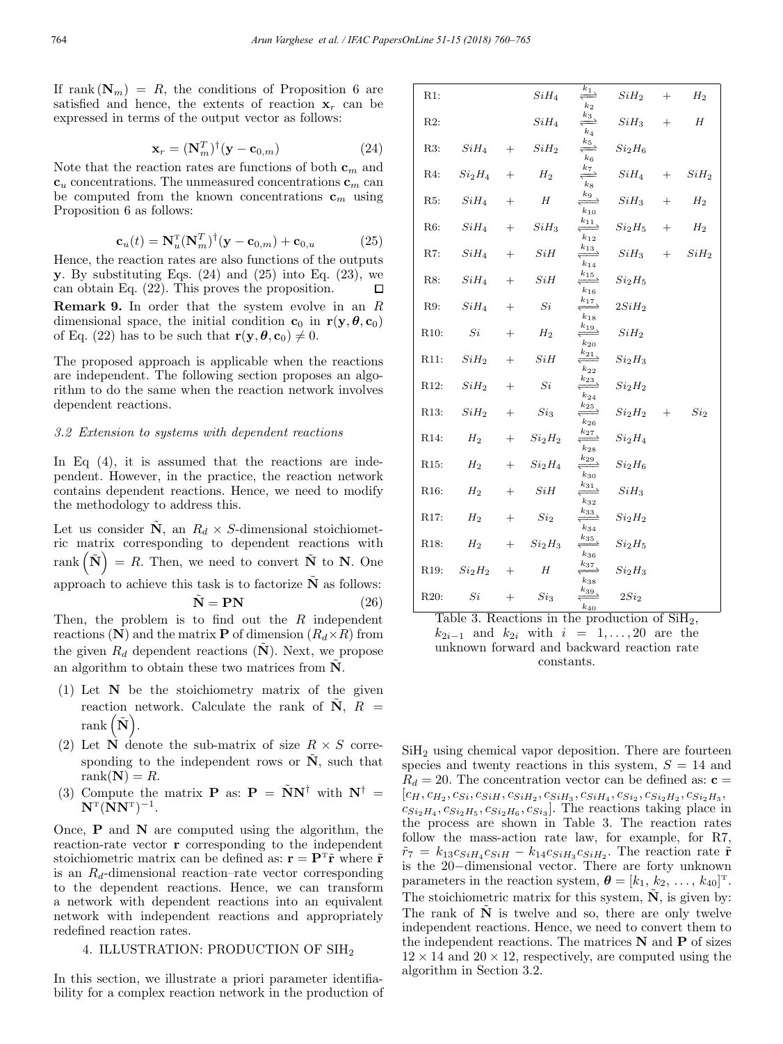If $\text{rank}(\mathbf{N}_m) = R$, the conditions of Proposition 6 are satisfied and hence, the extents of reaction $\mathbf{x}_r$ can be expressed in terms of the output vector as follows:

$$\mathbf{x}_r = (\mathbf{N}_m^T)^{\dagger}(\mathbf{y} - \mathbf{c}_{0,m}) \tag{24}$$

Note that the reaction rates are functions of both $\mathbf{c}_m$ and $\mathbf{c}_u$ concentrations. The unmeasured concentrations $\mathbf{c}_m$ can be computed from the known concentrations $\mathbf{c}_m$ using Proposition 6 as follows:

$$\mathbf{c}_u(t) = \mathbf{N}_u^{\mathrm{T}}(\mathbf{N}_m^T)^{\dagger}(\mathbf{y} - \mathbf{c}_{0,m}) + \mathbf{c}_{0,u} \tag{25}$$

Hence, the reaction rates are also functions of the outputs $\mathbf{y}$. By substituting Eqs. (24) and (25) into Eq. (23), we can obtain Eq. (22). This proves the proposition. □

**Remark 9.** In order that the system evolve in an $R$ dimensional space, the initial condition $\mathbf{c}_0$ in $\mathbf{r}(\mathbf{y}, \boldsymbol{\theta}, \mathbf{c}_0)$ of Eq. (22) has to be such that $\mathbf{r}(\mathbf{y}, \boldsymbol{\theta}, \mathbf{c}_0) \neq 0$.

The proposed approach is applicable when the reactions are independent. The following section proposes an algorithm to do the same when the reaction network involves dependent reactions.

### *3.2 Extension to systems with dependent reactions*

In Eq (4), it is assumed that the reactions are independent. However, in the practice, the reaction network contains dependent reactions. Hence, we need to modify the methodology to address this.

Let us consider $\tilde{\mathbf{N}}$, an $R_d \times S$-dimensional stoichiometric matrix corresponding to dependent reactions with $\text{rank}\left(\tilde{\mathbf{N}}\right) = R$. Then, we need to convert $\tilde{\mathbf{N}}$ to $\mathbf{N}$. One approach to achieve this task is to factorize $\tilde{\mathbf{N}}$ as follows:

$$\tilde{\mathbf{N}} = \mathbf{P}\mathbf{N} \tag{26}$$

Then, the problem is to find out the $R$ independent reactions ($\mathbf{N}$) and the matrix $\mathbf{P}$ of dimension $(R_d \times R)$ from the given $R_d$ dependent reactions ($\tilde{\mathbf{N}}$). Next, we propose an algorithm to obtain these two matrices from $\tilde{\mathbf{N}}$.

(1) Let $\mathbf{N}$ be the stoichiometry matrix of the given reaction network. Calculate the rank of $\tilde{\mathbf{N}}$, $R = \text{rank}\left(\tilde{\mathbf{N}}\right)$.
(2) Let $\mathbf{N}$ denote the sub-matrix of size $R \times S$ corresponding to the independent rows or $\tilde{\mathbf{N}}$, such that $\text{rank}(\mathbf{N}) = R$.
(3) Compute the matrix $\mathbf{P}$ as: $\mathbf{P} = \tilde{\mathbf{N}}\mathbf{N}^{\dagger}$ with $\mathbf{N}^{\dagger} = \mathbf{N}^{\mathrm{T}}(\mathbf{N}\mathbf{N}^{\mathrm{T}})^{-1}$.

Once, $\mathbf{P}$ and $\mathbf{N}$ are computed using the algorithm, the reaction-rate vector $\mathbf{r}$ corresponding to the independent stoichiometric matrix can be defined as: $\mathbf{r} = \mathbf{P}^{\mathrm{T}}\tilde{\mathbf{r}}$ where $\tilde{\mathbf{r}}$ is an $R_d$-dimensional reaction–rate vector corresponding to the dependent reactions. Hence, we can transform a network with dependent reactions into an equivalent network with independent reactions and appropriately redefined reaction rates.

## 4. ILLUSTRATION: PRODUCTION OF SIH$_2$

In this section, we illustrate a priori parameter identifiability for a complex reaction network in the production of $SiH_2$ using chemical vapor deposition. There are fourteen species and twenty reactions in this system, $S = 14$ and $R_d = 20$. The concentration vector can be defined as: $\mathbf{c} = [c_H, c_{H_2}, c_{Si}, c_{SiH}, c_{SiH_2}, c_{SiH_3}, c_{SiH_4}, c_{Si_2}, c_{Si_2H_2}, c_{Si_2H_3}, c_{Si_2H_4}, c_{Si_2H_5}, c_{Si_2H_6}, c_{Si_3}]$. The reactions taking place in the process are shown in Table 3. The reaction rates follow the mass-action rate law, for example, for R7, $\tilde{r}_7 = k_{13}c_{SiH_4}c_{SiH} - k_{14}c_{SiH_3}c_{SiH_2}$. The reaction rate $\tilde{\mathbf{r}}$ is the 20−dimensional vector. There are forty unknown parameters in the reaction system, $\boldsymbol{\theta} = [k_1, k_2, \ldots, k_{40}]^{\mathrm{T}}$. The stoichiometric matrix for this system, $\tilde{\mathbf{N}}$, is given by: The rank of $\tilde{\mathbf{N}}$ is twelve and so, there are only twelve independent reactions. Hence, we need to convert them to the independent reactions. The matrices $\mathbf{N}$ and $\mathbf{P}$ of sizes $12 \times 14$ and $20 \times 12$, respectively, are computed using the algorithm in Section 3.2.

| | | | | | | | |
|---|---|---|---|---|---|---|---|
| R1: | | | $SiH_4$ | $\underset{k_2}{\overset{k_1}{\rightleftharpoons}}$ | $SiH_2$ | + | $H_2$ |
| R2: | | | $SiH_4$ | $\underset{k_4}{\overset{k_3}{\rightleftharpoons}}$ | $SiH_3$ | + | $H$ |
| R3: | $SiH_4$ | + | $SiH_2$ | $\underset{k_6}{\overset{k_5}{\rightleftharpoons}}$ | $Si_2H_6$ | | |
| R4: | $Si_2H_4$ | + | $H_2$ | $\underset{k_8}{\overset{k_7}{\rightleftharpoons}}$ | $SiH_4$ | + | $SiH_2$ |
| R5: | $SiH_4$ | + | $H$ | $\underset{k_{10}}{\overset{k_9}{\rightleftharpoons}}$ | $SiH_3$ | + | $H_2$ |
| R6: | $SiH_4$ | + | $SiH_3$ | $\underset{k_{12}}{\overset{k_{11}}{\rightleftharpoons}}$ | $Si_2H_5$ | + | $H_2$ |
| R7: | $SiH_4$ | + | $SiH$ | $\underset{k_{14}}{\overset{k_{13}}{\rightleftharpoons}}$ | $SiH_3$ | + | $SiH_2$ |
| R8: | $SiH_4$ | + | $SiH$ | $\underset{k_{16}}{\overset{k_{15}}{\rightleftharpoons}}$ | $Si_2H_5$ | | |
| R9: | $SiH_4$ | + | $Si$ | $\underset{k_{18}}{\overset{k_{17}}{\rightleftharpoons}}$ | $2SiH_2$ | | |
| R10: | $Si$ | + | $H_2$ | $\underset{k_{20}}{\overset{k_{19}}{\rightleftharpoons}}$ | $SiH_2$ | | |
| R11: | $SiH_2$ | + | $SiH$ | $\underset{k_{22}}{\overset{k_{21}}{\rightleftharpoons}}$ | $Si_2H_3$ | | |
| R12: | $SiH_2$ | + | $Si$ | $\underset{k_{24}}{\overset{k_{23}}{\rightleftharpoons}}$ | $Si_2H_2$ | | |
| R13: | $SiH_2$ | + | $Si_3$ | $\underset{k_{26}}{\overset{k_{25}}{\rightleftharpoons}}$ | $Si_2H_2$ | + | $Si_2$ |
| R14: | $H_2$ | + | $Si_2H_2$ | $\underset{k_{28}}{\overset{k_{27}}{\rightleftharpoons}}$ | $Si_2H_4$ | | |
| R15: | $H_2$ | + | $Si_2H_4$ | $\underset{k_{30}}{\overset{k_{29}}{\rightleftharpoons}}$ | $Si_2H_6$ | | |
| R16: | $H_2$ | + | $SiH$ | $\underset{k_{32}}{\overset{k_{31}}{\rightleftharpoons}}$ | $SiH_3$ | | |
| R17: | $H_2$ | + | $Si_2$ | $\underset{k_{34}}{\overset{k_{33}}{\rightleftharpoons}}$ | $Si_2H_2$ | | |
| R18: | $H_2$ | + | $Si_2H_3$ | $\underset{k_{36}}{\overset{k_{35}}{\rightleftharpoons}}$ | $Si_2H_5$ | | |
| R19: | $Si_2H_2$ | + | $H$ | $\underset{k_{38}}{\overset{k_{37}}{\rightleftharpoons}}$ | $Si_2H_3$ | | |
| R20: | $Si$ | + | $Si_3$ | $\underset{k_{40}}{\overset{k_{39}}{\rightleftharpoons}}$ | $2Si_2$ | | |

Table 3. Reactions in the production of $SiH_2$, $k_{2i-1}$ and $k_{2i}$ with $i = 1, \ldots, 20$ are the unknown forward and backward reaction rate constants.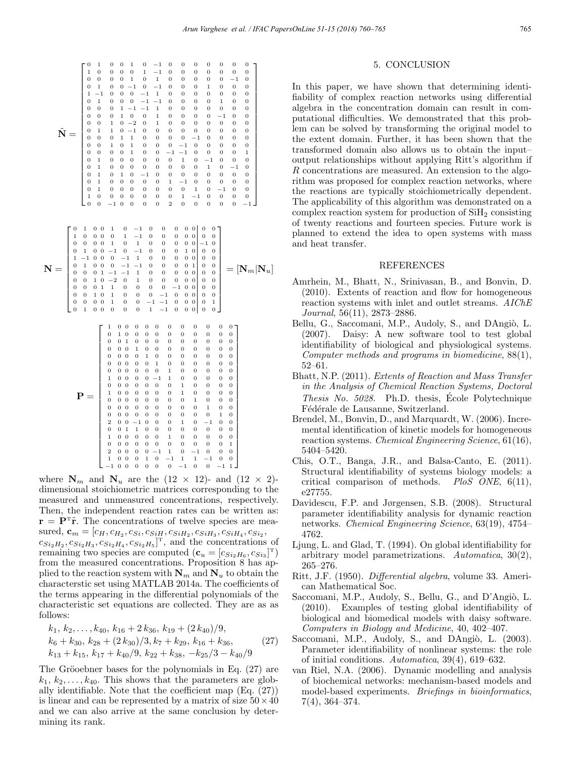$$
\tilde{\mathbf{N}} = \begin{bmatrix}
0 & 1 & 0 & 0 & 1 & 0 & -1 & 0 & 0 & 0 & 0 & 0 & 0 & 0 \\
1 & 0 & 0 & 0 & 0 & 1 & -1 & 0 & 0 & 0 & 0 & 0 & 0 & 0 \\
0 & 0 & 0 & 0 & 1 & 0 & 1 & 0 & 0 & 0 & 0 & 0 & -1 & 0 \\
0 & 1 & 0 & 0 & -1 & 0 & -1 & 0 & 0 & 0 & 0 & 1 & 0 & 0 \\
1 & -1 & 0 & 0 & 0 & -1 & 1 & 0 & 0 & 0 & 0 & 0 & 0 & 0 \\
0 & 1 & 0 & 0 & 0 & -1 & -1 & 0 & 0 & 0 & 0 & 1 & 0 & 0 \\
0 & 0 & 0 & 1 & -1 & -1 & 1 & 0 & 0 & 0 & 0 & 0 & 0 & 0 \\
0 & 0 & 0 & 1 & 0 & 0 & 1 & 0 & 0 & 0 & 0 & -1 & 0 & 0 \\
0 & 0 & 1 & 0 & -2 & 0 & 1 & 0 & 0 & 0 & 0 & 0 & 0 & 0 \\
0 & 1 & 1 & 0 & -1 & 0 & 0 & 0 & 0 & 0 & 0 & 0 & 0 & 0 \\
0 & 0 & 0 & 1 & 1 & 0 & 0 & 0 & 0 & -1 & 0 & 0 & 0 & 0 \\
0 & 0 & 1 & 0 & 1 & 0 & 0 & 0 & -1 & 0 & 0 & 0 & 0 & 0 \\
0 & 0 & 0 & 0 & 1 & 0 & 0 & -1 & -1 & 0 & 0 & 0 & 0 & 1 \\
0 & 1 & 0 & 0 & 0 & 0 & 0 & 0 & 1 & 0 & -1 & 0 & 0 & 0 \\
0 & 1 & 0 & 0 & 0 & 0 & 0 & 0 & 0 & 0 & 1 & 0 & -1 & 0 \\
0 & 1 & 0 & 1 & 0 & -1 & 0 & 0 & 0 & 0 & 0 & 0 & 0 & 0 \\
0 & 1 & 0 & 0 & 0 & 0 & 0 & 1 & -1 & 0 & 0 & 0 & 0 & 0 \\
0 & 1 & 0 & 0 & 0 & 0 & 0 & 0 & 0 & 1 & 0 & -1 & 0 & 0 \\
1 & 0 & 0 & 0 & 0 & 0 & 0 & 0 & 1 & -1 & 0 & 0 & 0 & 0 \\
0 & 0 & -1 & 0 & 0 & 0 & 0 & 2 & 0 & 0 & 0 & 0 & 0 & -1
\end{bmatrix}
$$

$$
\mathbf{N} = \left[\begin{array}{cccccccccccc|cc}
0 & 1 & 0 & 0 & 1 & 0 & -1 & 0 & 0 & 0 & 0 & 0 & 0 & 0 \\
1 & 0 & 0 & 0 & 0 & 1 & -1 & 0 & 0 & 0 & 0 & 0 & 0 & 0 \\
0 & 0 & 0 & 0 & 1 & 0 & 1 & 0 & 0 & 0 & 0 & 0 & -1 & 0 \\
0 & 1 & 0 & 0 & -1 & 0 & -1 & 0 & 0 & 0 & 0 & 1 & 0 & 0 \\
1 & -1 & 0 & 0 & 0 & -1 & 1 & 0 & 0 & 0 & 0 & 0 & 0 & 0 \\
0 & 1 & 0 & 0 & 0 & -1 & -1 & 0 & 0 & 0 & 0 & 1 & 0 & 0 \\
0 & 0 & 0 & 1 & -1 & -1 & 1 & 0 & 0 & 0 & 0 & 0 & 0 & 0 \\
0 & 0 & 1 & 0 & -2 & 0 & 1 & 0 & 0 & 0 & 0 & 0 & 0 & 0 \\
0 & 0 & 0 & 1 & 1 & 0 & 0 & 0 & 0 & -1 & 0 & 0 & 0 & 0 \\
0 & 0 & 1 & 0 & 1 & 0 & 0 & 0 & -1 & 0 & 0 & 0 & 0 & 0 \\
0 & 0 & 0 & 0 & 1 & 0 & 0 & -1 & -1 & 0 & 0 & 0 & 0 & 1 \\
0 & 1 & 0 & 0 & 0 & 0 & 0 & 1 & -1 & 0 & 0 & 0 & 0 & 0
\end{array}\right] = [\mathbf{N}_m | \mathbf{N}_u]
$$

$$
\mathbf{P} = \begin{bmatrix}
1 & 0 & 0 & 0 & 0 & 0 & 0 & 0 & 0 & 0 & 0 & 0 \\
0 & 1 & 0 & 0 & 0 & 0 & 0 & 0 & 0 & 0 & 0 & 0 \\
0 & 0 & 1 & 0 & 0 & 0 & 0 & 0 & 0 & 0 & 0 & 0 \\
0 & 0 & 0 & 1 & 0 & 0 & 0 & 0 & 0 & 0 & 0 & 0 \\
0 & 0 & 0 & 0 & 1 & 0 & 0 & 0 & 0 & 0 & 0 & 0 \\
0 & 0 & 0 & 0 & 0 & 1 & 0 & 0 & 0 & 0 & 0 & 0 \\
0 & 0 & 0 & 0 & 0 & 0 & 1 & 0 & 0 & 0 & 0 & 0 \\
1 & 0 & 0 & 0 & 0 & -1 & 1 & 0 & 0 & 0 & 0 & 0 \\
0 & 0 & 0 & 0 & 0 & 0 & 0 & 1 & 0 & 0 & 0 & 0 \\
1 & 0 & 0 & 0 & 0 & 0 & 0 & 1 & 0 & 0 & 0 & 0 \\
0 & 0 & 0 & 0 & 0 & 0 & 0 & 0 & 1 & 0 & 0 & 0 \\
0 & 0 & 0 & 0 & 0 & 0 & 0 & 0 & 0 & 1 & 0 & 0 \\
0 & 0 & 0 & 0 & 0 & 0 & 0 & 0 & 0 & 0 & 1 & 0 \\
2 & 0 & 0 & -1 & 0 & 0 & 0 & 1 & 0 & -1 & 0 & 0 \\
0 & 0 & 1 & 1 & 0 & 0 & 0 & 0 & 0 & 0 & 0 & 0 \\
1 & 0 & 0 & 0 & 0 & 0 & 1 & 0 & 0 & 0 & 0 & 0 \\
0 & 0 & 0 & 0 & 0 & 0 & 0 & 0 & 0 & 0 & 0 & 1 \\
2 & 0 & 0 & 0 & 0 & -1 & 1 & 0 & -1 & 0 & 0 & 0 \\
1 & 0 & 0 & 0 & 1 & 0 & -1 & 1 & 1 & -1 & 0 & 0 \\
-1 & 0 & 0 & 0 & 0 & 0 & 0 & -1 & 0 & 0 & -1 & 1
\end{bmatrix}
$$

where $\mathbf{N}_m$ and $\mathbf{N}_u$ are the $(12 \times 12)$- and $(12 \times 2)$-dimensional stoichiometric matrices corresponding to the measured and unmeasured concentrations, respectively. Then, the independent reaction rates can be written as: $\mathbf{r} = \mathbf{P}^{\mathrm{T}}\tilde{\mathbf{r}}$. The concentrations of twelve species are measured, $\mathbf{c}_m = [c_H, c_{H_2}, c_{Si}, c_{SiH}, c_{SiH_2}, c_{SiH_3}, c_{SiH_4}, c_{Si_2}, c_{Si_2H_2}, c_{Si_2H_3}, c_{Si_2H_4}, c_{Si_2H_5}]^{\mathrm{T}}$, and the concentrations of remaining two species are computed ($\mathbf{c}_u = [c_{Si_2H_6}, c_{Si_3}]^{\mathrm{T}}$) from the measured concentrations. Proposition 8 has applied to the reaction system with $\mathbf{N}_m$ and $\mathbf{N}_u$ to obtain the characterstic set using MATLAB 2014a. The coefficients of the terms appearing in the differential polynomials of the characteristic set equations are collected. They are as as follows:

$$
\begin{aligned}
&k_1,\, k_2, \ldots, k_{40},\; k_{16} + 2\,k_{36},\; k_{19} + (2\,k_{40})/9, \\
&k_6 + k_{30},\; k_{28} + (2\,k_{30})/3, k_7 + k_{29},\; k_{16} + k_{36}, \\
&k_{13} + k_{15},\; k_{17} + k_{40}/9,\; k_{22} + k_{38},\; -k_{25}/3 - k_{40}/9
\end{aligned} \tag{27}
$$

The Gröebner bases for the polynomials in Eq. (27) are $k_1, k_2, \ldots, k_{40}$. This shows that the parameters are globally identifiable. Note that the coefficient map (Eq. (27)) is linear and can be represented by a matrix of size $50 \times 40$ and we can also arrive at the same conclusion by determining its rank.

## 5. CONCLUSION

In this paper, we have shown that determining identifiability of complex reaction networks using differential algebra in the concentration domain can result in computational difficulties. We demonstrated that this problem can be solved by transforming the original model to the extent domain. Further, it has been shown that the transformed domain also allows us to obtain the input–output relationships without applying Ritt's algorithm if $R$ concentrations are measured. An extension to the algorithm was proposed for complex reaction networks, where the reactions are typically stoichiometrically dependent. The applicability of this algorithm was demonstrated on a complex reaction system for production of $SiH_2$ consisting of twenty reactions and fourteen species. Future work is planned to extend the idea to open systems with mass and heat transfer.

## REFERENCES

Amrhein, M., Bhatt, N., Srinivasan, B., and Bonvin, D. (2010). Extents of reaction and flow for homogeneous reaction systems with inlet and outlet streams. *AIChE Journal*, 56(11), 2873–2886.

Bellu, G., Saccomani, M.P., Audoly, S., and DAngiò, L. (2007). Daisy: A new software tool to test global identifiability of biological and physiological systems. *Computer methods and programs in biomedicine*, 88(1), 52–61.

Bhatt, N.P. (2011). *Extents of Reaction and Mass Transfer in the Analysis of Chemical Reaction Systems, Doctoral Thesis No. 5028*. Ph.D. thesis, École Polytechnique Fédérale de Lausanne, Switzerland.

Brendel, M., Bonvin, D., and Marquardt, W. (2006). Incremental identification of kinetic models for homogeneous reaction systems. *Chemical Engineering Science*, 61(16), 5404–5420.

Chis, O.T., Banga, J.R., and Balsa-Canto, E. (2011). Structural identifiability of systems biology models: a critical comparison of methods. *PloS ONE*, 6(11), e27755.

Davidescu, F.P. and Jørgensen, S.B. (2008). Structural parameter identifiability analysis for dynamic reaction networks. *Chemical Engineering Science*, 63(19), 4754–4762.

Ljung, L. and Glad, T. (1994). On global identifiability for arbitrary model parametrizations. *Automatica*, 30(2), 265–276.

Ritt, J.F. (1950). *Differential algebra*, volume 33. American Mathematical Soc.

Saccomani, M.P., Audoly, S., Bellu, G., and D'Angiò, L. (2010). Examples of testing global identifiability of biological and biomedical models with daisy software. *Computers in Biology and Medicine*, 40, 402–407.

Saccomani, M.P., Audoly, S., and DAngiò, L. (2003). Parameter identifiability of nonlinear systems: the role of initial conditions. *Automatica*, 39(4), 619–632.

van Riel, N.A. (2006). Dynamic modelling and analysis of biochemical networks: mechanism-based models and model-based experiments. *Briefings in bioinformatics*, 7(4), 364–374.